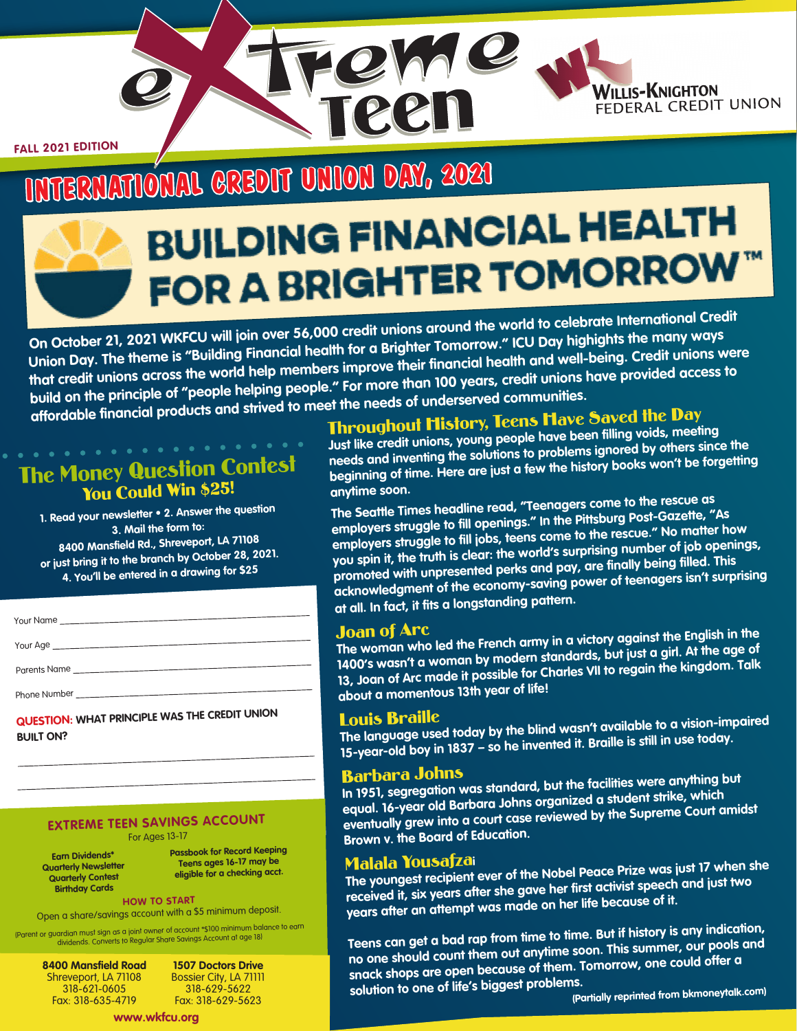# eXtreme Teen

**WILLIS-KNIGHTON FEDERAL CREDIT UNION**

**FALL 2021 EDITION**

## INTERNATIONAL CREDIT UNION DAY, 2021

# BUILDING FINANCIAL HEALTH FOR A BRIGHTER TOMORROW™

On October 21, 2021 WKFCU will join over 56,000 credit unions around the world to celebrate International Credit Union Day. The theme is "Building Financial health for a Brighter Tomorrow." ICU Day highlights the many ways that credit unions across the world help members improve their financial health and well-being. Credit unions were build on the principle of "people helping people." For more than 100 years, credit unions have provided access to affordable financial products and strived to meet the needs of underserved communities.

## The Money Question Contest

### You Could Win $25!

1. Read your newsletter • 2. Answer the question
3. Mail the form to:
8400 Mansfield Rd., Shreveport, LA 71108
or just bring it to the branch by October 28, 2021.
4. You'll be entered in a drawing for $25

Your Name ______________________

Your Age ______________________

Parents Name ______________________

Phone Number ______________________

**QUESTION:** WHAT PRINCIPLE WAS THE CREDIT UNION BUILT ON?

______________________

______________________

## EXTREME TEEN SAVINGS ACCOUNT

For Ages 13-17

- Earn Dividends*
- Quarterly Newsletter
- Quarterly Contest
- Birthday Cards
- Passbook for Record Keeping
- Teens ages 16-17 may be eligible for a checking acct.

**HOW TO START**

Open a share/savings account with a $5 minimum deposit.

(Parent or guardian must sign as a joint owner of account *$100 minimum balance to earn dividends. Converts to Regular Share Savings Account at age 18)

**8400 Mansfield Road**
Shreveport, LA 71108
318-621-0605
Fax: 318-635-4719

**1507 Doctors Drive**
Bossier City, LA 71111
318-629-5622
Fax: 318-629-5623

**www.wkfcu.org**

## Throughout History, Teens Have Saved the Day

Just like credit unions, young people have been filling voids, meeting needs and inventing the solutions to problems ignored by others since the beginning of time. Here are just a few the history books won't be forgetting anytime soon.

The Seattle Times headline read, "Teenagers come to the rescue as employers struggle to fill openings." In the Pittsburg Post-Gazette, "As employers struggle to fill jobs, teens come to the rescue." No matter how you spin it, the truth is clear: the world's surprising number of job openings, promoted with unpresented perks and pay, are finally being filled. This acknowledgment of the economy-saving power of teenagers isn't surprising at all. In fact, it fits a longstanding pattern.

### Joan of Arc

The woman who led the French army in a victory against the English in the 1400's wasn't a woman by modern standards, but just a girl. At the age of 13, Joan of Arc made it possible for Charles VII to regain the kingdom. Talk about a momentous 13th year of life!

### Louis Braille

The language used today by the blind wasn't available to a vision-impaired 15-year-old boy in 1837 – so he invented it. Braille is still in use today.

### Barbara Johns

In 1951, segregation was standard, but the facilities were anything but equal. 16-year old Barbara Johns organized a student strike, which eventually grew into a court case reviewed by the Supreme Court amidst Brown v. the Board of Education.

### Malala Yousafzai

The youngest recipient ever of the Nobel Peace Prize was just 17 when she received it, six years after she gave her first activist speech and just two years after an attempt was made on her life because of it.

Teens can get a bad rap from time to time. But if history is any indication, no one should count them out anytime soon. This summer, our pools and snack shops are open because of them. Tomorrow, one could offer a solution to one of life's biggest problems.

(Partially reprinted from bkmoneytalk.com)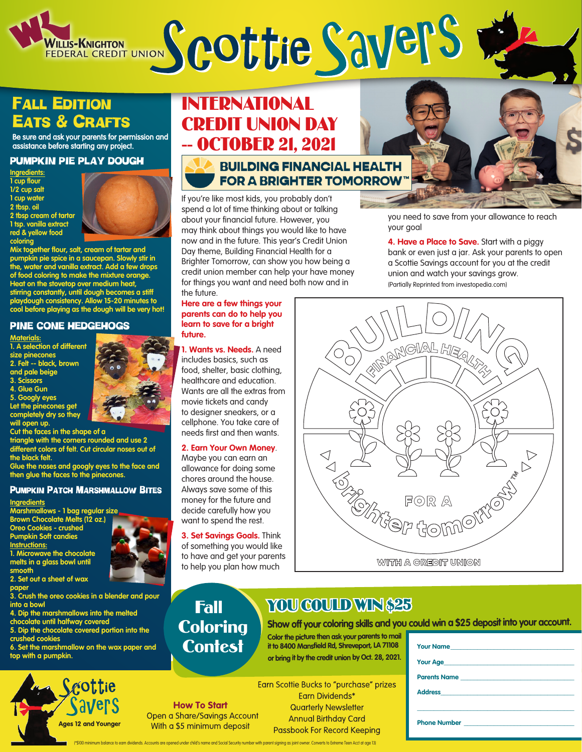# Willis-Knighton Federal Credit Union Scottie Savers

## Fall Edition Eats & Crafts

Be sure and ask your parents for permission and assistance before starting any project.

### PUMPKIN PIE PLAY DOUGH

Ingredients:
1 cup flour
1/2 cup salt
1 cup water
2 tbsp. oil
2 tbsp cream of tartar
1 tsp. vanilla extract
red & yellow food coloring

Mix together flour, salt, cream of tartar and pumpkin pie spice in a saucepan. Slowly stir in the, water and vanilla extract. Add a few drops of food coloring to make the mixture orange. Heat on the stovetop over medium heat, stirring constantly, until dough becomes a stiff playdough consistency. Allow 15-20 minutes to cool before playing as the dough will be very hot!

### PINE CONE HEDGEHOGS

Materials:
1. A selection of different size pinecones
2. Felt -- black, brown and pale beige
3. Scissors
4. Glue Gun
5. Googly eyes

Let the pinecones get completely dry so they will open up.
Cut the faces in the shape of a triangle with the corners rounded and use 2 different colors of felt. Cut circular noses out of the black felt.
Glue the noses and googly eyes to the face and then glue the faces to the pinecones.

### PUMPKIN PATCH MARSHMALLOW BITES

Ingredients
Marshmallows - 1 bag regular size
Brown Chocolate Melts (12 oz.)
Oreo Cookies - crushed
Pumpkin Soft candies

Instructions:
1. Microwave the chocolate melts in a glass bowl until smooth
2. Set out a sheet of wax paper
3. Crush the oreo cookies in a blender and pour into a bowl
4. Dip the marshmallows into the melted chocolate until halfway covered
5. Dip the chocolate covered portion into the crushed cookies
6. Set the marshmallow on the wax paper and top with a pumpkin.

## INTERNATIONAL CREDIT UNION DAY -- OCTOBER 21, 2021

### BUILDING FINANCIAL HEALTH FOR A BRIGHTER TOMORROW™

If you're like most kids, you probably don't spend a lot of time thinking about or talking about your financial future. However, you may think about things you would like to have now and in the future. This year's Credit Union Day theme, Building Financial Health for a Brighter Tomorrow, can show you how being a credit union member can help your have money for things you want and need both now and in the future.

**Here are a few things your parents can do to help you learn to save for a bright future.**

**1. Wants vs. Needs.** A need includes basics, such as food, shelter, basic clothing, healthcare and education. Wants are all the extras from movie tickets and candy to designer sneakers, or a cellphone. You take care of needs first and then wants.

**2. Earn Your Own Money**. Maybe you can earn an allowance for doing some chores around the house. Always save some of this money for the future and decide carefully how you want to spend the rest.

**3. Set Savings Goals.** Think of something you would like to have and get your parents to help you plan how much you need to save from your allowance to reach your goal

**4. Have a Place to Save.** Start with a piggy bank or even just a jar. Ask your parents to open a Scottie Savings account for you at the credit union and watch your savings grow.

(Partially Reprinted from investopedia.com)

BUILDING FINANCIAL HEALTH FOR A brighter tomorrow™ WITH A CREDIT UNION

## Fall Coloring Contest

### YOU COULD WIN $25

Show off your coloring skills and you could win a $25 deposit into your account.

Color the picture then ask your parents to mail it to 8400 Mansfield Rd, Shreveport, LA 71108 or bring it by the credit union by Oct. 28, 2021.

Your Name ____________________
Your Age ____________________
Parents Name ____________________
Address ____________________
Phone Number ____________________

## Scottie Savers — Ages 12 and Younger

**How To Start**
Open a Share/Savings Account With a $5 minimum deposit

Earn Scottie Bucks to "purchase" prizes
Earn Dividends*
Quarterly Newsletter
Annual Birthday Card
Passbook For Record Keeping

(*$100 minimum balance to earn dividends. Accounts are opened under child's name and Social Security number with parent signing as joint owner. Converts to Extreme Teen Acct at age 13)